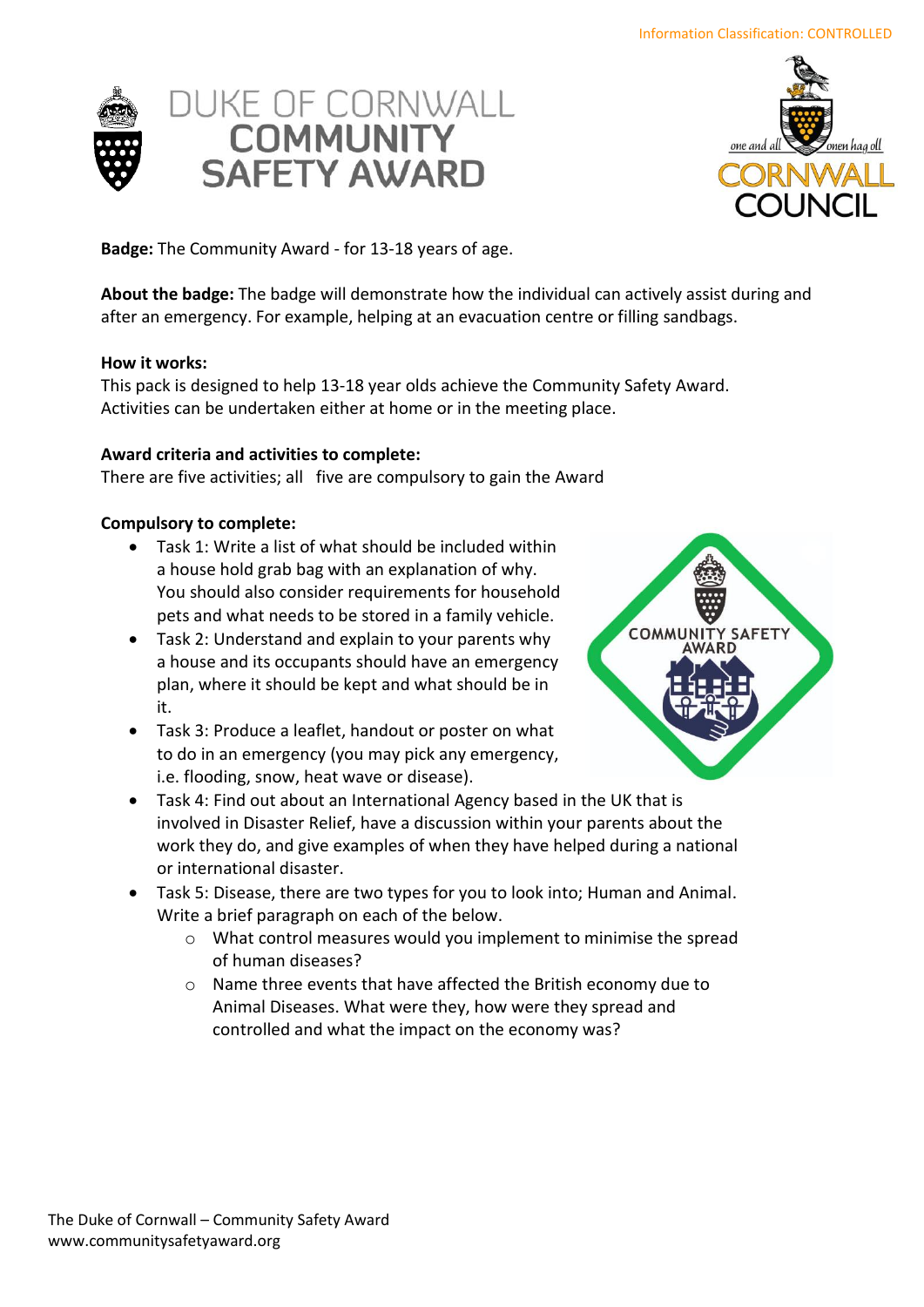Information Classification: CONTROLLED

# DUKE OF CORNWALL COMMUNITY SAFETY AWARD

**Badge:** The Community Award - for 13-18 years of age.

**About the badge:** The badge will demonstrate how the individual can actively assist during and after an emergency. For example, helping at an evacuation centre or filling sandbags.

**How it works:**
This pack is designed to help 13-18 year olds achieve the Community Safety Award. Activities can be undertaken either at home or in the meeting place.

**Award criteria and activities to complete:**
There are five activities; all five are compulsory to gain the Award

**Compulsory to complete:**

- Task 1: Write a list of what should be included within a house hold grab bag with an explanation of why. You should also consider requirements for household pets and what needs to be stored in a family vehicle.
- Task 2: Understand and explain to your parents why a house and its occupants should have an emergency plan, where it should be kept and what should be in it.
- Task 3: Produce a leaflet, handout or poster on what to do in an emergency (you may pick any emergency, i.e. flooding, snow, heat wave or disease).
- Task 4: Find out about an International Agency based in the UK that is involved in Disaster Relief, have a discussion within your parents about the work they do, and give examples of when they have helped during a national or international disaster.
- Task 5: Disease, there are two types for you to look into; Human and Animal. Write a brief paragraph on each of the below.
  - What control measures would you implement to minimise the spread of human diseases?
  - Name three events that have affected the British economy due to Animal Diseases. What were they, how were they spread and controlled and what the impact on the economy was?

The Duke of Cornwall – Community Safety Award
www.communitysafetyaward.org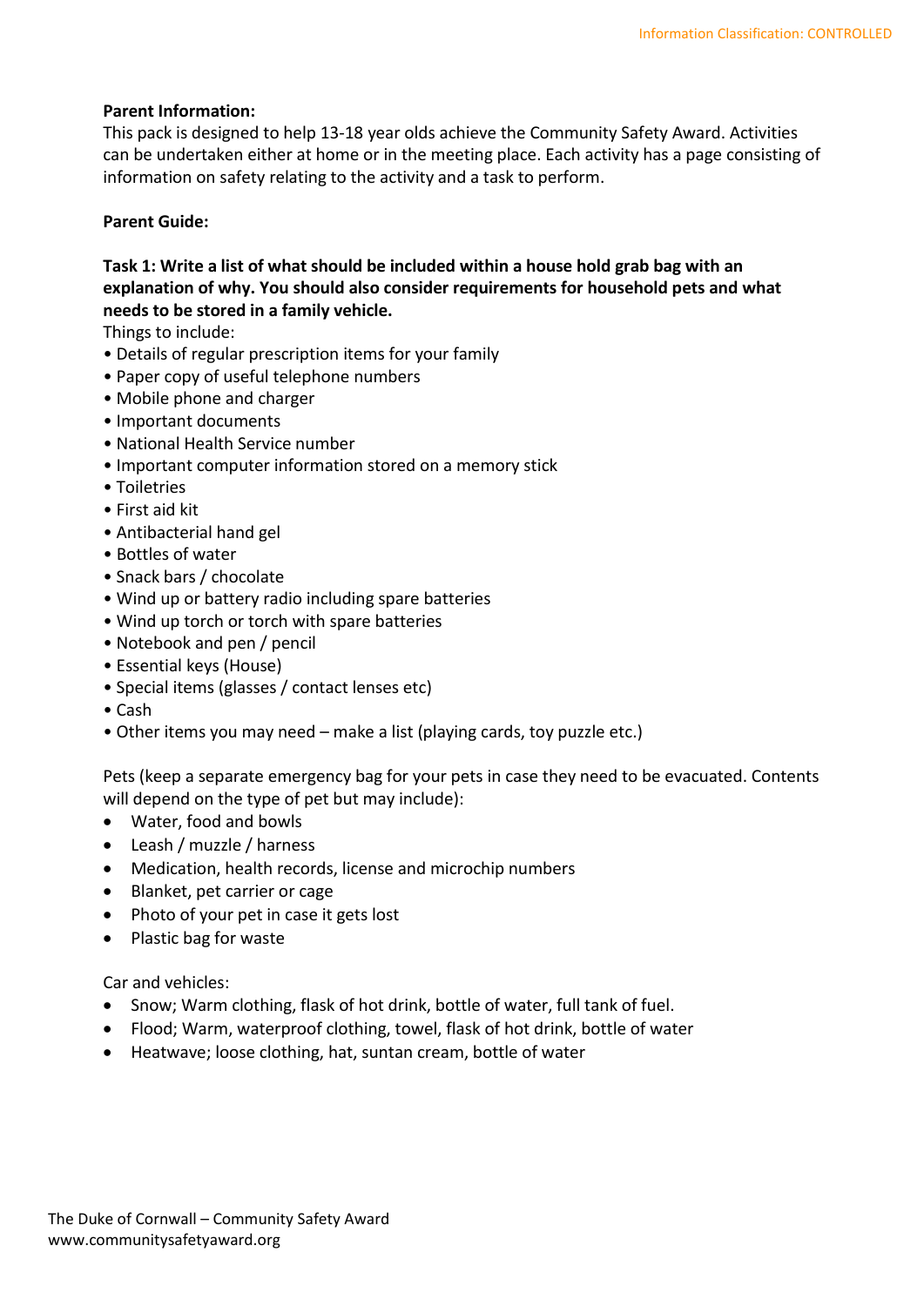**Parent Information:**
This pack is designed to help 13-18 year olds achieve the Community Safety Award. Activities can be undertaken either at home or in the meeting place. Each activity has a page consisting of information on safety relating to the activity and a task to perform.

**Parent Guide:**

**Task 1: Write a list of what should be included within a house hold grab bag with an explanation of why. You should also consider requirements for household pets and what needs to be stored in a family vehicle.**

Things to include:

- Details of regular prescription items for your family
- Paper copy of useful telephone numbers
- Mobile phone and charger
- Important documents
- National Health Service number
- Important computer information stored on a memory stick
- Toiletries
- First aid kit
- Antibacterial hand gel
- Bottles of water
- Snack bars / chocolate
- Wind up or battery radio including spare batteries
- Wind up torch or torch with spare batteries
- Notebook and pen / pencil
- Essential keys (House)
- Special items (glasses / contact lenses etc)
- Cash
- Other items you may need – make a list (playing cards, toy puzzle etc.)

Pets (keep a separate emergency bag for your pets in case they need to be evacuated. Contents will depend on the type of pet but may include):

- Water, food and bowls
- Leash / muzzle / harness
- Medication, health records, license and microchip numbers
- Blanket, pet carrier or cage
- Photo of your pet in case it gets lost
- Plastic bag for waste

Car and vehicles:

- Snow; Warm clothing, flask of hot drink, bottle of water, full tank of fuel.
- Flood; Warm, waterproof clothing, towel, flask of hot drink, bottle of water
- Heatwave; loose clothing, hat, suntan cream, bottle of water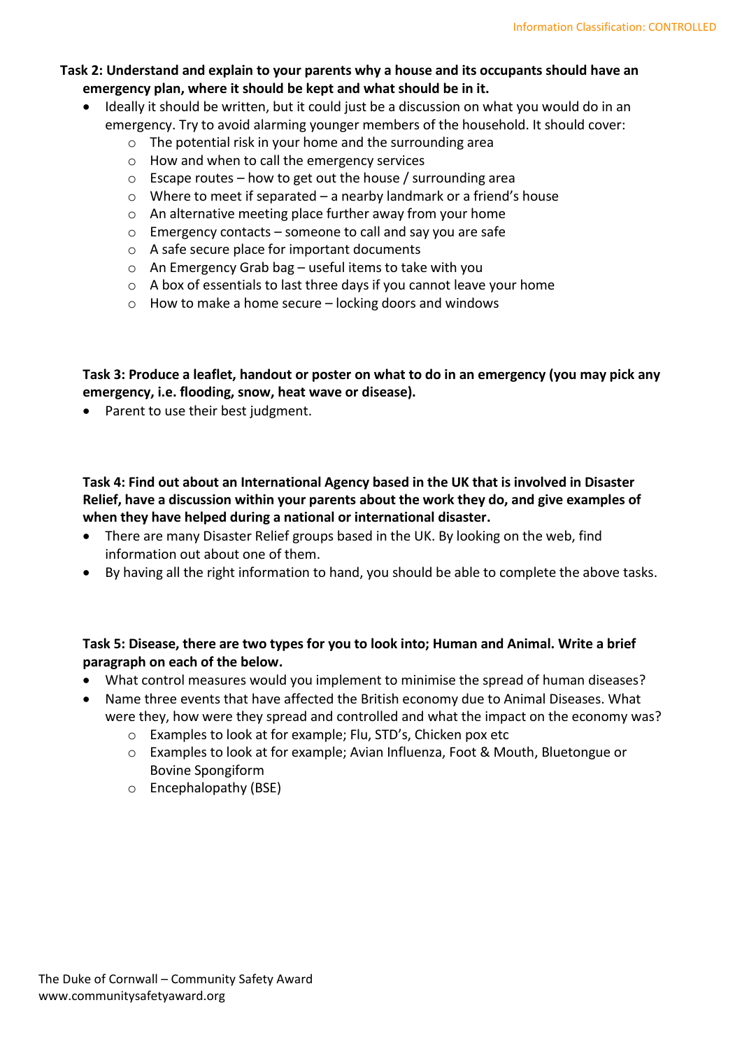**Task 2: Understand and explain to your parents why a house and its occupants should have an emergency plan, where it should be kept and what should be in it.**

- Ideally it should be written, but it could just be a discussion on what you would do in an emergency. Try to avoid alarming younger members of the household. It should cover:
  - The potential risk in your home and the surrounding area
  - How and when to call the emergency services
  - Escape routes – how to get out the house / surrounding area
  - Where to meet if separated – a nearby landmark or a friend's house
  - An alternative meeting place further away from your home
  - Emergency contacts – someone to call and say you are safe
  - A safe secure place for important documents
  - An Emergency Grab bag – useful items to take with you
  - A box of essentials to last three days if you cannot leave your home
  - How to make a home secure – locking doors and windows

**Task 3: Produce a leaflet, handout or poster on what to do in an emergency (you may pick any emergency, i.e. flooding, snow, heat wave or disease).**

- Parent to use their best judgment.

**Task 4: Find out about an International Agency based in the UK that is involved in Disaster Relief, have a discussion within your parents about the work they do, and give examples of when they have helped during a national or international disaster.**

- There are many Disaster Relief groups based in the UK. By looking on the web, find information out about one of them.
- By having all the right information to hand, you should be able to complete the above tasks.

**Task 5: Disease, there are two types for you to look into; Human and Animal. Write a brief paragraph on each of the below.**

- What control measures would you implement to minimise the spread of human diseases?
- Name three events that have affected the British economy due to Animal Diseases. What were they, how were they spread and controlled and what the impact on the economy was?
  - Examples to look at for example; Flu, STD's, Chicken pox etc
  - Examples to look at for example; Avian Influenza, Foot & Mouth, Bluetongue or Bovine Spongiform
  - Encephalopathy (BSE)

The Duke of Cornwall – Community Safety Award
www.communitysafetyaward.org